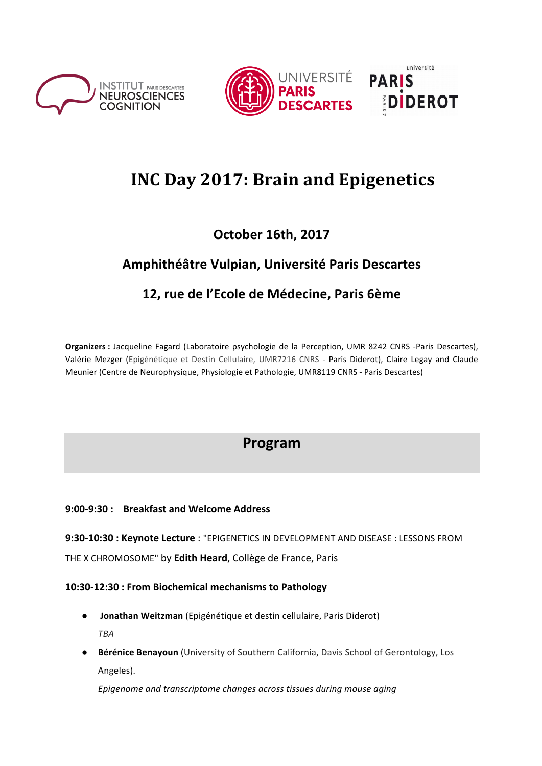# INC Day 2017: Brain and Epigenetics

**October 16th, 2017**

**Amphithéâtre Vulpian, Université Paris Descartes**

**12, rue de l'Ecole de Médecine, Paris 6ème**

**Organizers :** Jacqueline Fagard (Laboratoire psychologie de la Perception, UMR 8242 CNRS -Paris Descartes), Valérie Mezger (Epigénétique et Destin Cellulaire, UMR7216 CNRS - Paris Diderot), Claire Legay and Claude Meunier (Centre de Neurophysique, Physiologie et Pathologie, UMR8119 CNRS - Paris Descartes)

## Program

**9:00-9:30 : Breakfast and Welcome Address**

**9:30-10:30 : Keynote Lecture** : "EPIGENETICS IN DEVELOPMENT AND DISEASE : LESSONS FROM THE X CHROMOSOME" by **Edith Heard**, Collège de France, Paris

**10:30-12:30 : From Biochemical mechanisms to Pathology**

- **Jonathan Weitzman** (Epigénétique et destin cellulaire, Paris Diderot)
  *TBA*
- **Bérénice Benayoun** (University of Southern California, Davis School of Gerontology, Los Angeles).
  *Epigenome and transcriptome changes across tissues during mouse aging*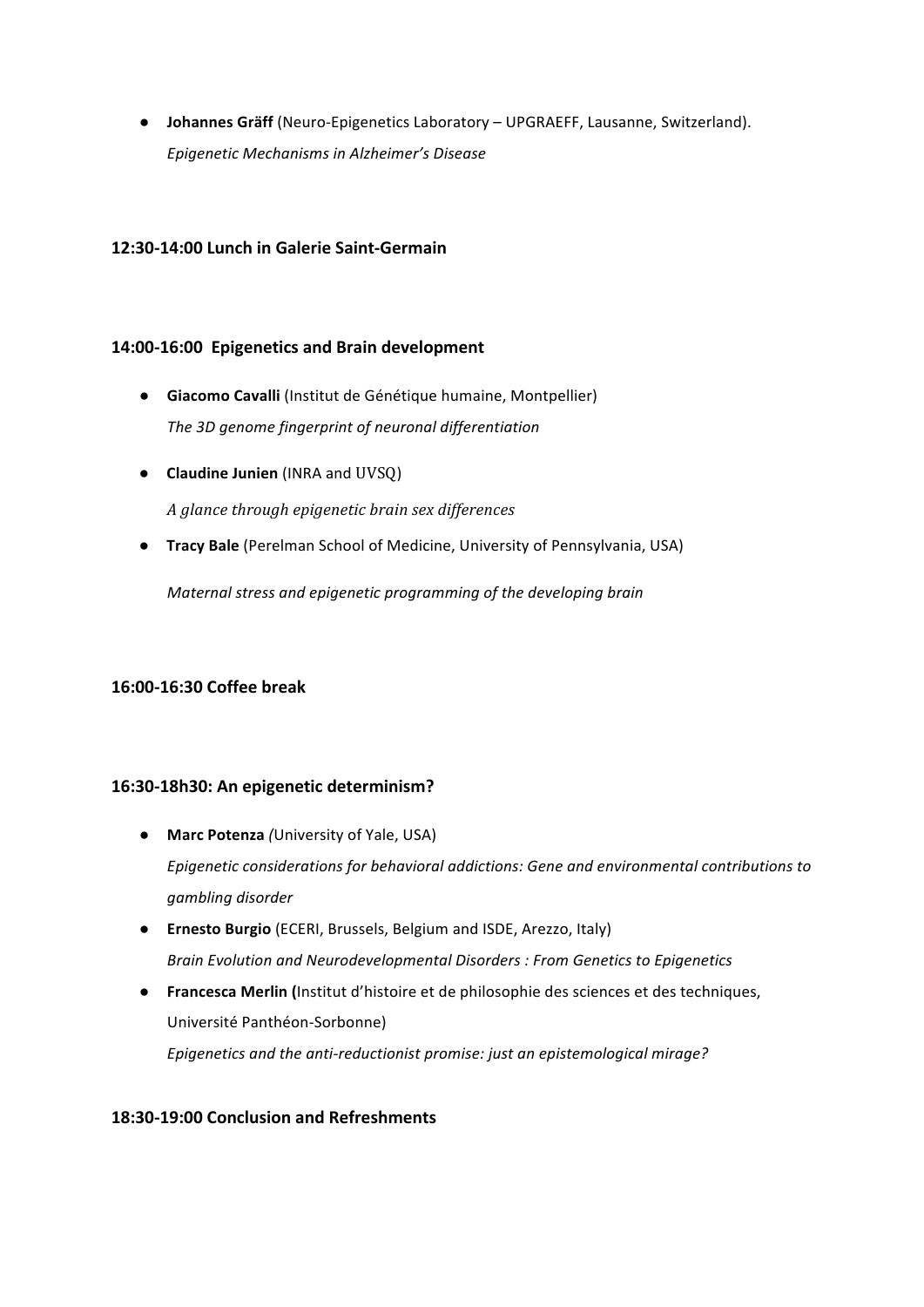- **Johannes Gräff** (Neuro-Epigenetics Laboratory – UPGRAEFF, Lausanne, Switzerland).
  *Epigenetic Mechanisms in Alzheimer's Disease*

**12:30-14:00 Lunch in Galerie Saint-Germain**

**14:00-16:00 Epigenetics and Brain development**

- **Giacomo Cavalli** (Institut de Génétique humaine, Montpellier)
  *The 3D genome fingerprint of neuronal differentiation*
- **Claudine Junien** (INRA and UVSQ)
  *A glance through epigenetic brain sex differences*
- **Tracy Bale** (Perelman School of Medicine, University of Pennsylvania, USA)
  *Maternal stress and epigenetic programming of the developing brain*

**16:00-16:30 Coffee break**

**16:30-18h30: An epigenetic determinism?**

- **Marc Potenza** *(*University of Yale, USA)
  *Epigenetic considerations for behavioral addictions: Gene and environmental contributions to gambling disorder*
- **Ernesto Burgio** (ECERI, Brussels, Belgium and ISDE, Arezzo, Italy)
  *Brain Evolution and Neurodevelopmental Disorders : From Genetics to Epigenetics*
- **Francesca Merlin (**Institut d'histoire et de philosophie des sciences et des techniques, Université Panthéon-Sorbonne)
  *Epigenetics and the anti-reductionist promise: just an epistemological mirage?*

**18:30-19:00 Conclusion and Refreshments**